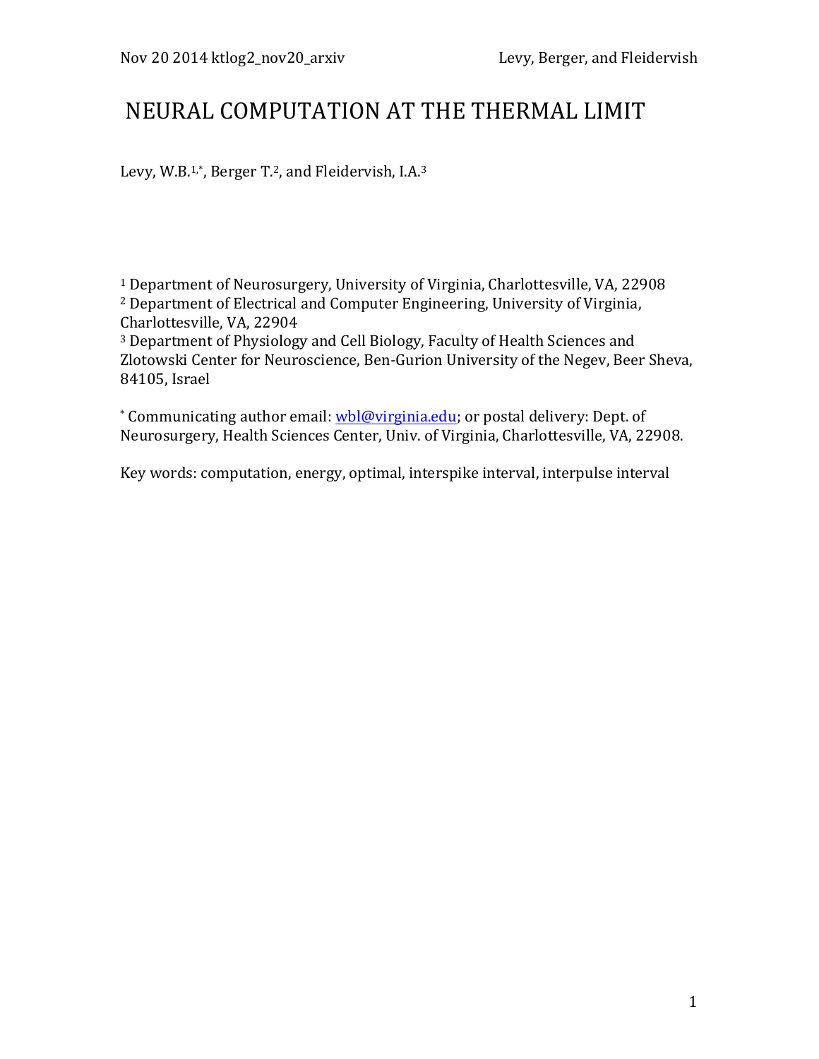# NEURAL COMPUTATION AT THE THERMAL LIMIT

Levy, W.B.[1,*], Berger T.[2], and Fleidervish, I.A.[3]

[1] Department of Neurosurgery, University of Virginia, Charlottesville, VA, 22908
[2] Department of Electrical and Computer Engineering, University of Virginia, Charlottesville, VA, 22904
[3] Department of Physiology and Cell Biology, Faculty of Health Sciences and Zlotowski Center for Neuroscience, Ben-Gurion University of the Negev, Beer Sheva, 84105, Israel

[*] Communicating author email: wbl@virginia.edu; or postal delivery: Dept. of Neurosurgery, Health Sciences Center, Univ. of Virginia, Charlottesville, VA, 22908.

Key words: computation, energy, optimal, interspike interval, interpulse interval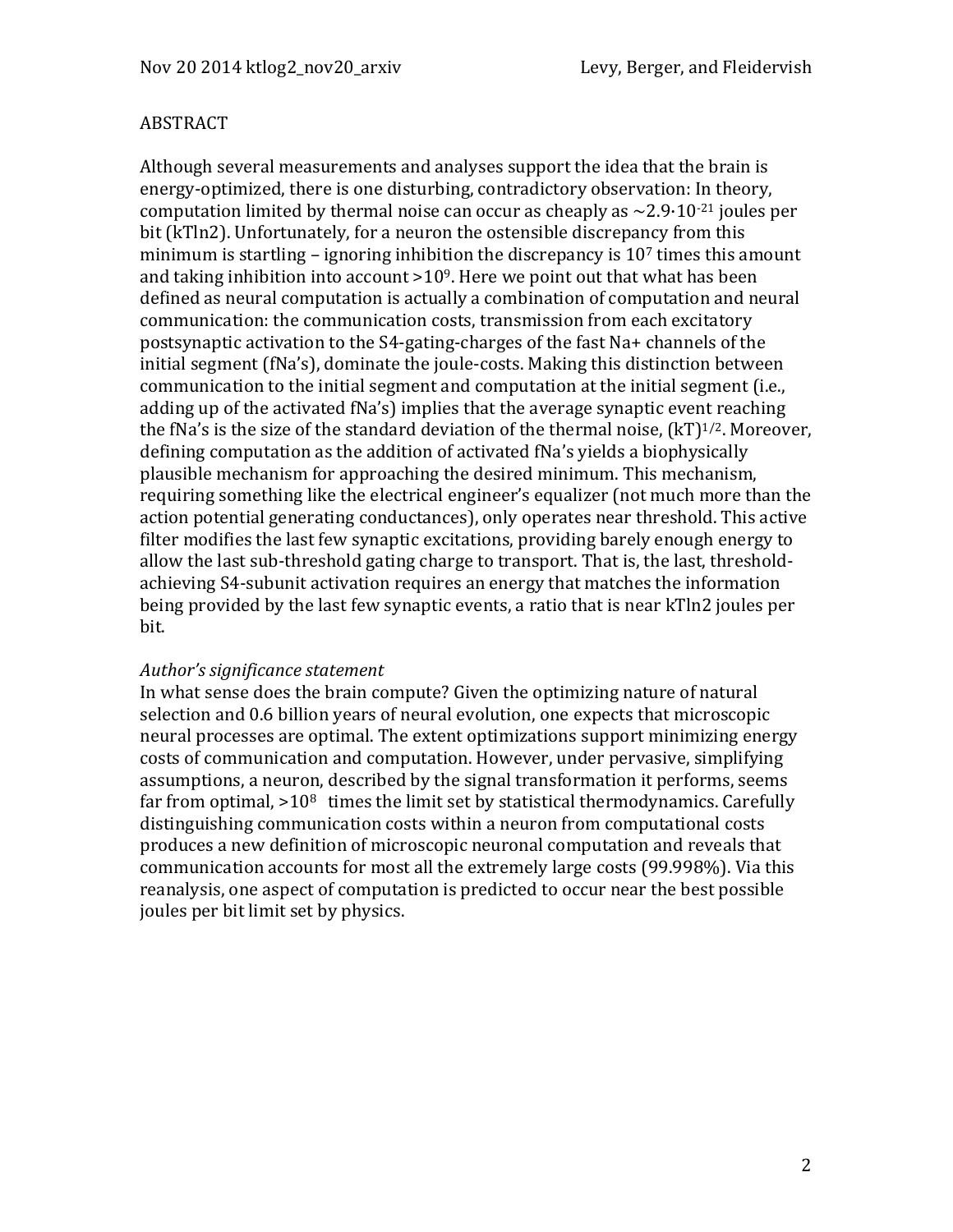## ABSTRACT

Although several measurements and analyses support the idea that the brain is energy-optimized, there is one disturbing, contradictory observation: In theory, computation limited by thermal noise can occur as cheaply as $\sim 2.9 \cdot 10^{-21}$ joules per bit (kTln2). Unfortunately, for a neuron the ostensible discrepancy from this minimum is startling – ignoring inhibition the discrepancy is $10^7$ times this amount and taking inhibition into account $>10^9$. Here we point out that what has been defined as neural computation is actually a combination of computation and neural communication: the communication costs, transmission from each excitatory postsynaptic activation to the S4-gating-charges of the fast Na+ channels of the initial segment (fNa's), dominate the joule-costs. Making this distinction between communication to the initial segment and computation at the initial segment (i.e., adding up of the activated fNa's) implies that the average synaptic event reaching the fNa's is the size of the standard deviation of the thermal noise, $(kT)^{1/2}$. Moreover, defining computation as the addition of activated fNa's yields a biophysically plausible mechanism for approaching the desired minimum. This mechanism, requiring something like the electrical engineer's equalizer (not much more than the action potential generating conductances), only operates near threshold. This active filter modifies the last few synaptic excitations, providing barely enough energy to allow the last sub-threshold gating charge to transport. That is, the last, threshold-achieving S4-subunit activation requires an energy that matches the information being provided by the last few synaptic events, a ratio that is near kTln2 joules per bit.

*Author's significance statement*

In what sense does the brain compute? Given the optimizing nature of natural selection and 0.6 billion years of neural evolution, one expects that microscopic neural processes are optimal. The extent optimizations support minimizing energy costs of communication and computation. However, under pervasive, simplifying assumptions, a neuron, described by the signal transformation it performs, seems far from optimal, $>10^8$ times the limit set by statistical thermodynamics. Carefully distinguishing communication costs within a neuron from computational costs produces a new definition of microscopic neuronal computation and reveals that communication accounts for most all the extremely large costs (99.998%). Via this reanalysis, one aspect of computation is predicted to occur near the best possible joules per bit limit set by physics.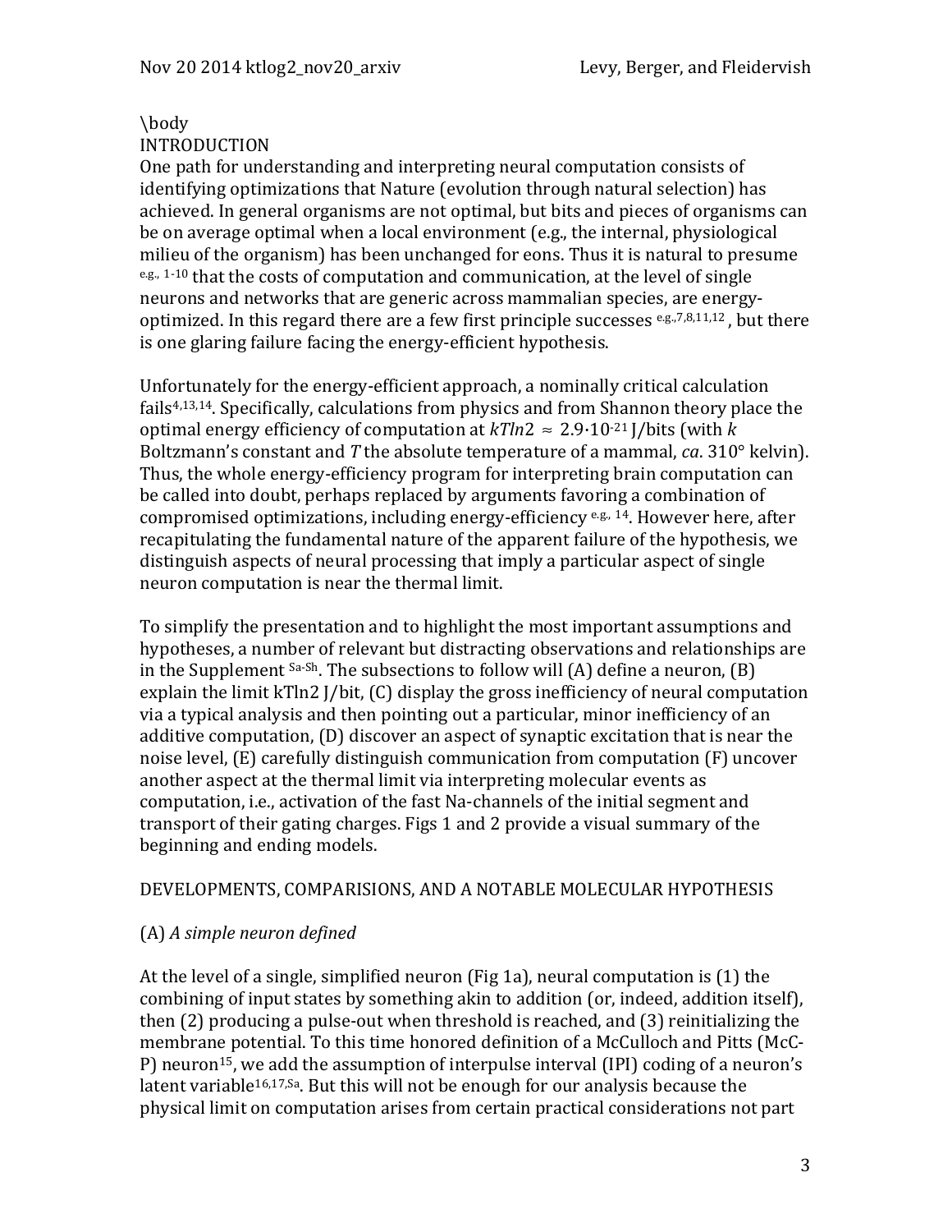\body

INTRODUCTION

One path for understanding and interpreting neural computation consists of identifying optimizations that Nature (evolution through natural selection) has achieved. In general organisms are not optimal, but bits and pieces of organisms can be on average optimal when a local environment (e.g., the internal, physiological milieu of the organism) has been unchanged for eons. Thus it is natural to presume [e.g., 1-10] that the costs of computation and communication, at the level of single neurons and networks that are generic across mammalian species, are energy-optimized. In this regard there are a few first principle successes [e.g.,7,8,11,12], but there is one glaring failure facing the energy-efficient hypothesis.

Unfortunately for the energy-efficient approach, a nominally critical calculation fails[4,13,14]. Specifically, calculations from physics and from Shannon theory place the optimal energy efficiency of computation at $kTln2 \approx 2.9 \cdot 10^{-21}$ J/bits (with $k$ Boltzmann's constant and $T$ the absolute temperature of a mammal, *ca*. 310° kelvin). Thus, the whole energy-efficiency program for interpreting brain computation can be called into doubt, perhaps replaced by arguments favoring a combination of compromised optimizations, including energy-efficiency [e.g., 14]. However here, after recapitulating the fundamental nature of the apparent failure of the hypothesis, we distinguish aspects of neural processing that imply a particular aspect of single neuron computation is near the thermal limit.

To simplify the presentation and to highlight the most important assumptions and hypotheses, a number of relevant but distracting observations and relationships are in the Supplement [Sa-Sh]. The subsections to follow will (A) define a neuron, (B) explain the limit kTln2 J/bit, (C) display the gross inefficiency of neural computation via a typical analysis and then pointing out a particular, minor inefficiency of an additive computation, (D) discover an aspect of synaptic excitation that is near the noise level, (E) carefully distinguish communication from computation (F) uncover another aspect at the thermal limit via interpreting molecular events as computation, i.e., activation of the fast Na-channels of the initial segment and transport of their gating charges. Figs 1 and 2 provide a visual summary of the beginning and ending models.

DEVELOPMENTS, COMPARISIONS, AND A NOTABLE MOLECULAR HYPOTHESIS

(A) *A simple neuron defined*

At the level of a single, simplified neuron (Fig 1a), neural computation is (1) the combining of input states by something akin to addition (or, indeed, addition itself), then (2) producing a pulse-out when threshold is reached, and (3) reinitializing the membrane potential. To this time honored definition of a McCulloch and Pitts (McC-P) neuron[15], we add the assumption of interpulse interval (IPI) coding of a neuron's latent variable[16,17,Sa]. But this will not be enough for our analysis because the physical limit on computation arises from certain practical considerations not part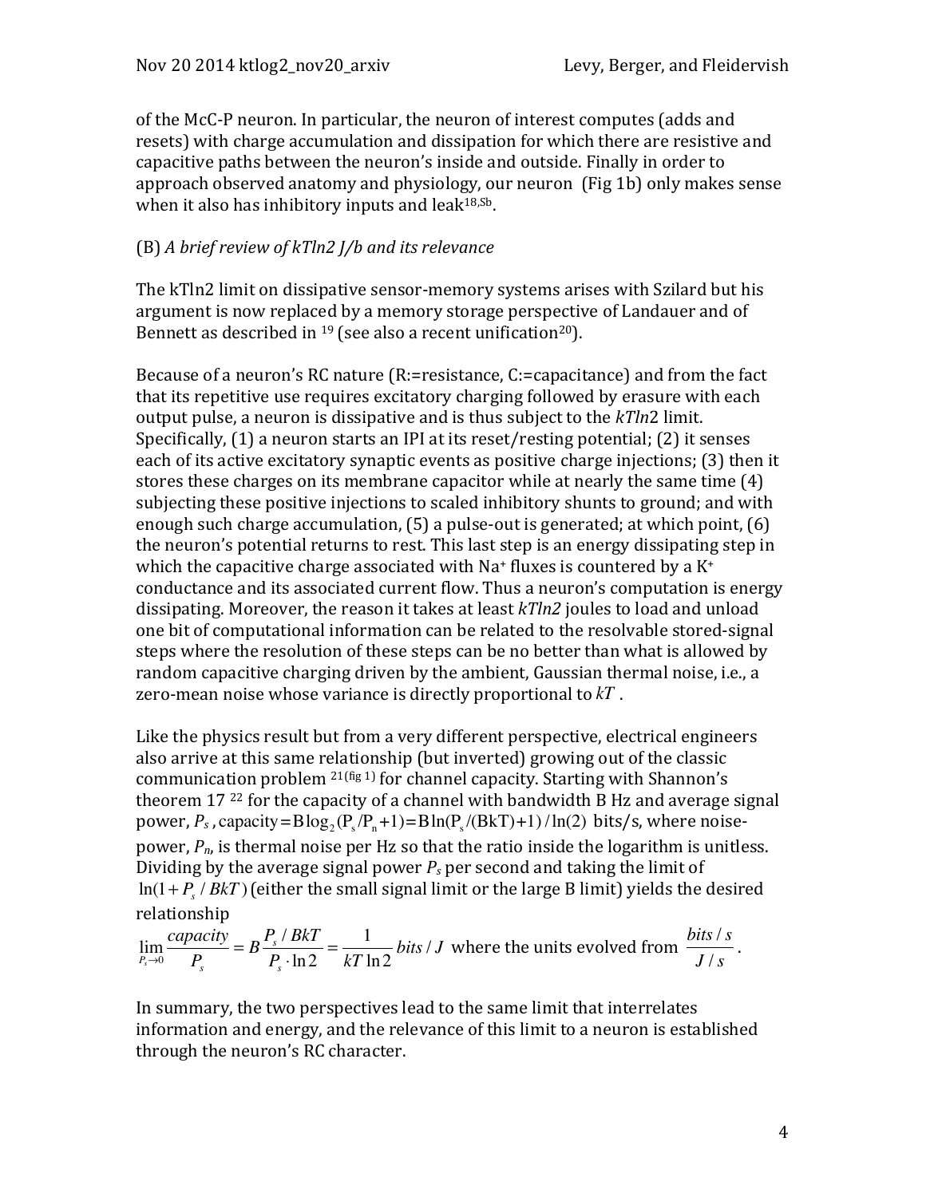of the McC-P neuron. In particular, the neuron of interest computes (adds and resets) with charge accumulation and dissipation for which there are resistive and capacitive paths between the neuron's inside and outside. Finally in order to approach observed anatomy and physiology, our neuron (Fig 1b) only makes sense when it also has inhibitory inputs and leak[18,Sb].

(B) *A brief review of kTln2 J/b and its relevance*

The kTln2 limit on dissipative sensor-memory systems arises with Szilard but his argument is now replaced by a memory storage perspective of Landauer and of Bennett as described in [19] (see also a recent unification[20]).

Because of a neuron's RC nature (R:=resistance, C:=capacitance) and from the fact that its repetitive use requires excitatory charging followed by erasure with each output pulse, a neuron is dissipative and is thus subject to the *kTln*2 limit. Specifically, (1) a neuron starts an IPI at its reset/resting potential; (2) it senses each of its active excitatory synaptic events as positive charge injections; (3) then it stores these charges on its membrane capacitor while at nearly the same time (4) subjecting these positive injections to scaled inhibitory shunts to ground; and with enough such charge accumulation, (5) a pulse-out is generated; at which point, (6) the neuron's potential returns to rest. This last step is an energy dissipating step in which the capacitive charge associated with $Na^+$ fluxes is countered by a $K^+$ conductance and its associated current flow. Thus a neuron's computation is energy dissipating. Moreover, the reason it takes at least *kTln2* joules to load and unload one bit of computational information can be related to the resolvable stored-signal steps where the resolution of these steps can be no better than what is allowed by random capacitive charging driven by the ambient, Gaussian thermal noise, i.e., a zero-mean noise whose variance is directly proportional to $kT$ .

Like the physics result but from a very different perspective, electrical engineers also arrive at this same relationship (but inverted) growing out of the classic communication problem [21(fig 1)] for channel capacity. Starting with Shannon's theorem 17 [22] for the capacity of a channel with bandwidth B Hz and average signal power, $P_s$, $\text{capacity} = B\log_2(P_s/P_n+1) = B\ln(P_s/(BkT)+1)/\ln(2)$ bits/s, where noise-power, $P_n$, is thermal noise per Hz so that the ratio inside the logarithm is unitless. Dividing by the average signal power $P_s$ per second and taking the limit of $\ln(1+P_s/BkT)$ (either the small signal limit or the large B limit) yields the desired relationship

$$\lim_{P_s \to 0} \frac{capacity}{P_s} = B\frac{P_s/BkT}{P_s \cdot \ln 2} = \frac{1}{kT\ln 2}\, bits/J$$ where the units evolved from $\frac{bits/s}{J/s}$.

In summary, the two perspectives lead to the same limit that interrelates information and energy, and the relevance of this limit to a neuron is established through the neuron's RC character.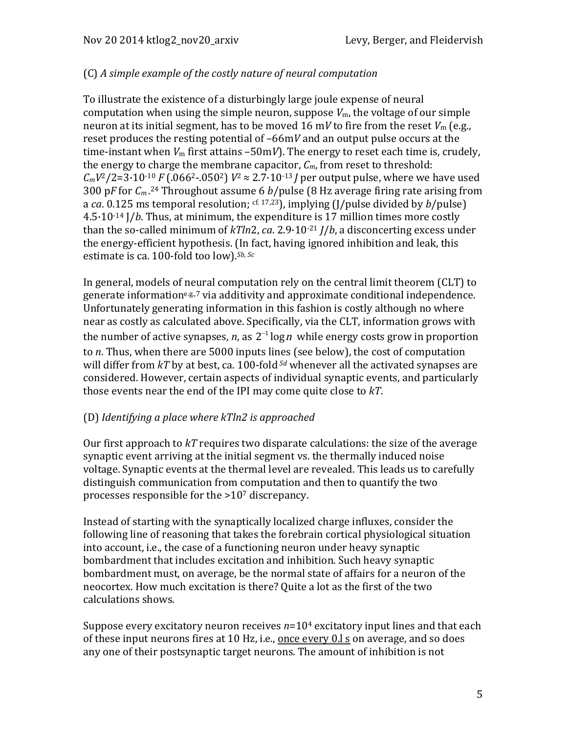(C) *A simple example of the costly nature of neural computation*

To illustrate the existence of a disturbingly large joule expense of neural computation when using the simple neuron, suppose $V_m$, the voltage of our simple neuron at its initial segment, has to be moved 16 m*V* to fire from the reset $V_m$ (e.g., reset produces the resting potential of –66m*V* and an output pulse occurs at the time-instant when $V_m$ first attains –50m*V*). The energy to reset each time is, crudely, the energy to charge the membrane capacitor, $C_m$, from reset to threshold: $C_mV^2/2 = 3 \cdot 10^{-10}\ F\ (.066^2 - .050^2)\ V^2 \approx 2.7 \cdot 10^{-13}\ J$ per output pulse, where we have used 300 p*F* for $C_m$.[24] Throughout assume 6 *b*/pulse (8 Hz average firing rate arising from a *ca*. 0.125 ms temporal resolution; [cf. 17,23]), implying (J/pulse divided by *b*/pulse) $4.5 \cdot 10^{-14}$ J/*b*. Thus, at minimum, the expenditure is 17 million times more costly than the so-called minimum of *kTl*n2, *ca*. $2.9 \cdot 10^{-21}$ *J*/*b*, a disconcerting excess under the energy-efficient hypothesis. (In fact, having ignored inhibition and leak, this estimate is ca. 100-fold too low).[Sb, Sc]

In general, models of neural computation rely on the central limit theorem (CLT) to generate information[e.g.,7] via additivity and approximate conditional independence. Unfortunately generating information in this fashion is costly although no where near as costly as calculated above. Specifically, via the CLT, information grows with the number of active synapses, *n*, as $2^{-1}\log n$ while energy costs grow in proportion to *n*. Thus, when there are 5000 inputs lines (see below), the cost of computation will differ from *kT* by at best, ca. 100-fold[Sd] whenever all the activated synapses are considered. However, certain aspects of individual synaptic events, and particularly those events near the end of the IPI may come quite close to *kT*.

(D) *Identifying a place where kTln2 is approached*

Our first approach to *kT* requires two disparate calculations: the size of the average synaptic event arriving at the initial segment vs. the thermally induced noise voltage. Synaptic events at the thermal level are revealed. This leads us to carefully distinguish communication from computation and then to quantify the two processes responsible for the $>10^7$ discrepancy.

Instead of starting with the synaptically localized charge influxes, consider the following line of reasoning that takes the forebrain cortical physiological situation into account, i.e., the case of a functioning neuron under heavy synaptic bombardment that includes excitation and inhibition. Such heavy synaptic bombardment must, on average, be the normal state of affairs for a neuron of the neocortex. How much excitation is there? Quite a lot as the first of the two calculations shows.

Suppose every excitatory neuron receives $n = 10^4$ excitatory input lines and that each of these input neurons fires at 10 Hz, i.e., once every 0.l s on average, and so does any one of their postsynaptic target neurons. The amount of inhibition is not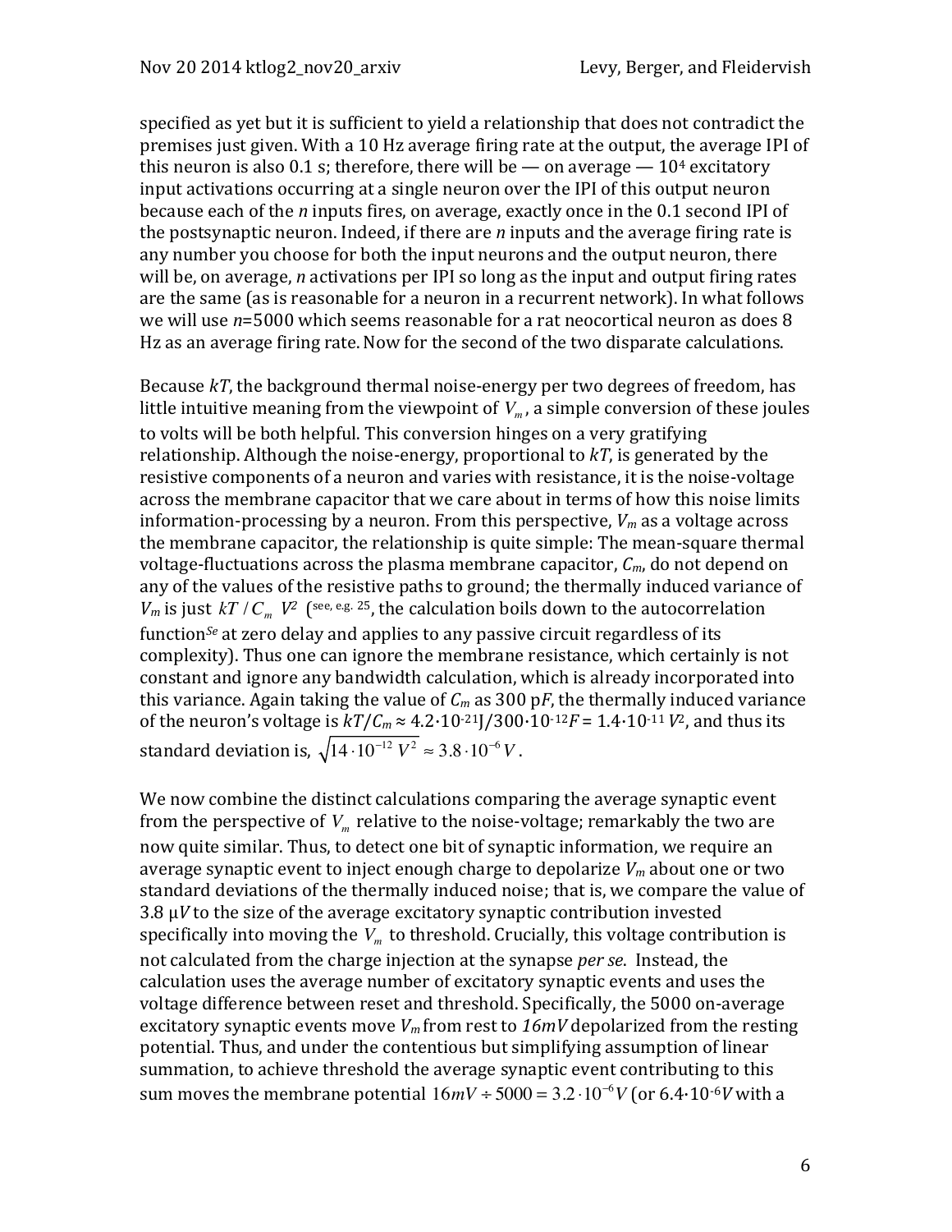specified as yet but it is sufficient to yield a relationship that does not contradict the premises just given. With a 10 Hz average firing rate at the output, the average IPI of this neuron is also 0.1 s; therefore, there will be — on average — $10^4$ excitatory input activations occurring at a single neuron over the IPI of this output neuron because each of the *n* inputs fires, on average, exactly once in the 0.1 second IPI of the postsynaptic neuron. Indeed, if there are *n* inputs and the average firing rate is any number you choose for both the input neurons and the output neuron, there will be, on average, *n* activations per IPI so long as the input and output firing rates are the same (as is reasonable for a neuron in a recurrent network). In what follows we will use *n*=5000 which seems reasonable for a rat neocortical neuron as does 8 Hz as an average firing rate. Now for the second of the two disparate calculations.

Because *kT*, the background thermal noise-energy per two degrees of freedom, has little intuitive meaning from the viewpoint of $V_m$, a simple conversion of these joules to volts will be both helpful. This conversion hinges on a very gratifying relationship. Although the noise-energy, proportional to *kT*, is generated by the resistive components of a neuron and varies with resistance, it is the noise-voltage across the membrane capacitor that we care about in terms of how this noise limits information-processing by a neuron. From this perspective, $V_m$ as a voltage across the membrane capacitor, the relationship is quite simple: The mean-square thermal voltage-fluctuations across the plasma membrane capacitor, $C_m$, do not depend on any of the values of the resistive paths to ground; the thermally induced variance of $V_m$ is just $kT / C_m$ $V^2$ (see, e.g. [25], the calculation boils down to the autocorrelation function[Se] at zero delay and applies to any passive circuit regardless of its complexity). Thus one can ignore the membrane resistance, which certainly is not constant and ignore any bandwidth calculation, which is already incorporated into this variance. Again taking the value of $C_m$ as 300 p*F*, the thermally induced variance of the neuron's voltage is $kT/C_m \approx 4.2 \cdot 10^{-21} J / 300 \cdot 10^{-12} F = 1.4 \cdot 10^{-11} V^2$, and thus its standard deviation is, $\sqrt{14 \cdot 10^{-12}\ V^2} \approx 3.8 \cdot 10^{-6}\ V$.

We now combine the distinct calculations comparing the average synaptic event from the perspective of $V_m$ relative to the noise-voltage; remarkably the two are now quite similar. Thus, to detect one bit of synaptic information, we require an average synaptic event to inject enough charge to depolarize $V_m$ about one or two standard deviations of the thermally induced noise; that is, we compare the value of 3.8 μ*V* to the size of the average excitatory synaptic contribution invested specifically into moving the $V_m$ to threshold. Crucially, this voltage contribution is not calculated from the charge injection at the synapse *per se*. Instead, the calculation uses the average number of excitatory synaptic events and uses the voltage difference between reset and threshold. Specifically, the 5000 on-average excitatory synaptic events move $V_m$ from rest to *16mV* depolarized from the resting potential. Thus, and under the contentious but simplifying assumption of linear summation, to achieve threshold the average synaptic event contributing to this sum moves the membrane potential $16mV \div 5000 = 3.2 \cdot 10^{-6} V$ (or $6.4 \cdot 10^{-6} V$ with a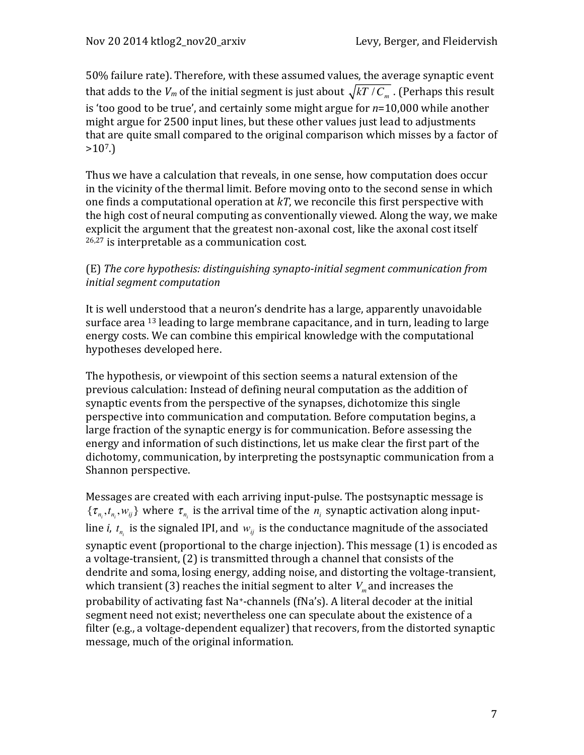50% failure rate). Therefore, with these assumed values, the average synaptic event that adds to the $V_m$ of the initial segment is just about $\sqrt{kT / C_m}$. (Perhaps this result is 'too good to be true', and certainly some might argue for $n$=10,000 while another might argue for 2500 input lines, but these other values just lead to adjustments that are quite small compared to the original comparison which misses by a factor of $>10^7$.)

Thus we have a calculation that reveals, in one sense, how computation does occur in the vicinity of the thermal limit. Before moving onto to the second sense in which one finds a computational operation at $kT$, we reconcile this first perspective with the high cost of neural computing as conventionally viewed. Along the way, we make explicit the argument that the greatest non-axonal cost, like the axonal cost itself [26,27] is interpretable as a communication cost.

(E) *The core hypothesis: distinguishing synapto-initial segment communication from initial segment computation*

It is well understood that a neuron's dendrite has a large, apparently unavoidable surface area [13] leading to large membrane capacitance, and in turn, leading to large energy costs. We can combine this empirical knowledge with the computational hypotheses developed here.

The hypothesis, or viewpoint of this section seems a natural extension of the previous calculation: Instead of defining neural computation as the addition of synaptic events from the perspective of the synapses, dichotomize this single perspective into communication and computation. Before computation begins, a large fraction of the synaptic energy is for communication. Before assessing the energy and information of such distinctions, let us make clear the first part of the dichotomy, communication, by interpreting the postsynaptic communication from a Shannon perspective.

Messages are created with each arriving input-pulse. The postsynaptic message is $\{\tau_{n_i}, t_{n_i}, w_{ij}\}$ where $\tau_{n_i}$ is the arrival time of the $n_i$ synaptic activation along input-line $i$, $t_{n_i}$ is the signaled IPI, and $w_{ij}$ is the conductance magnitude of the associated synaptic event (proportional to the charge injection). This message (1) is encoded as a voltage-transient, (2) is transmitted through a channel that consists of the dendrite and soma, losing energy, adding noise, and distorting the voltage-transient, which transient (3) reaches the initial segment to alter $V_m$ and increases the probability of activating fast $Na^+$-channels (fNa's). A literal decoder at the initial segment need not exist; nevertheless one can speculate about the existence of a filter (e.g., a voltage-dependent equalizer) that recovers, from the distorted synaptic message, much of the original information.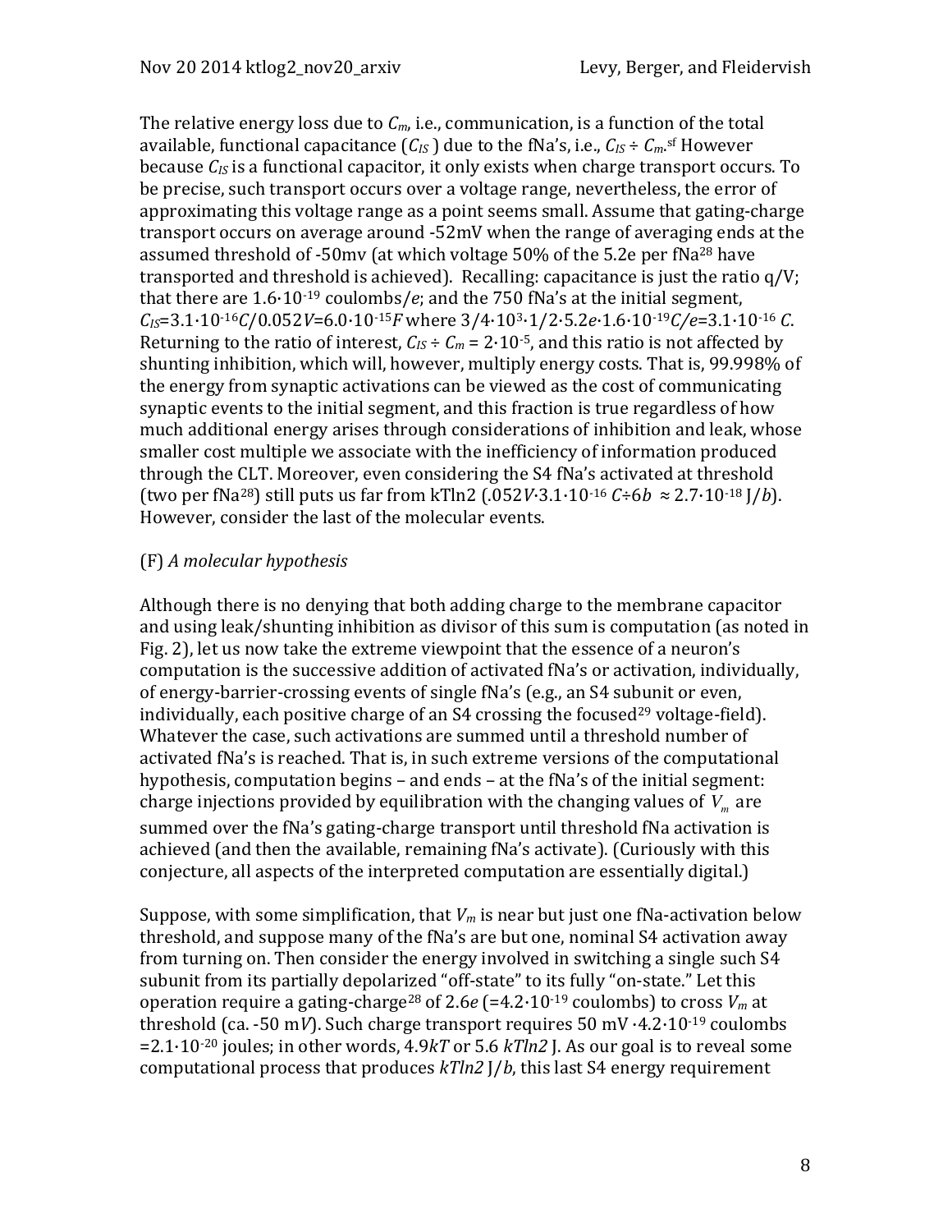The relative energy loss due to $C_m$, i.e., communication, is a function of the total available, functional capacitance ($C_{IS}$) due to the fNa's, i.e., $C_{IS} \div C_m$.[sf] However because $C_{IS}$ is a functional capacitor, it only exists when charge transport occurs. To be precise, such transport occurs over a voltage range, nevertheless, the error of approximating this voltage range as a point seems small. Assume that gating-charge transport occurs on average around -52mV when the range of averaging ends at the assumed threshold of -50mv (at which voltage 50% of the 5.2e per fNa[28] have transported and threshold is achieved). Recalling: capacitance is just the ratio q/V; that there are $1.6{\cdot}10^{-19}$ coulombs/$e$; and the 750 fNa's at the initial segment, $C_{IS}$=$3.1{\cdot}10^{-16}C/0.052V$=$6.0{\cdot}10^{-15}F$ where $3/4{\cdot}10^3{\cdot}1/2{\cdot}5.2e{\cdot}1.6{\cdot}10^{-19}C/e$=$3.1{\cdot}10^{-16}$ $C$. Returning to the ratio of interest, $C_{IS} \div C_m = 2{\cdot}10^{-5}$, and this ratio is not affected by shunting inhibition, which will, however, multiply energy costs. That is, 99.998% of the energy from synaptic activations can be viewed as the cost of communicating synaptic events to the initial segment, and this fraction is true regardless of how much additional energy arises through considerations of inhibition and leak, whose smaller cost multiple we associate with the inefficiency of information produced through the CLT. Moreover, even considering the S4 fNa's activated at threshold (two per fNa[28]) still puts us far from kTln2 ($.052V{\cdot}3.1{\cdot}10^{-16}$ $C{\div}6b$ $\approx 2.7{\cdot}10^{-18}$ J/$b$). However, consider the last of the molecular events.

(F) *A molecular hypothesis*

Although there is no denying that both adding charge to the membrane capacitor and using leak/shunting inhibition as divisor of this sum is computation (as noted in Fig. 2), let us now take the extreme viewpoint that the essence of a neuron's computation is the successive addition of activated fNa's or activation, individually, of energy-barrier-crossing events of single fNa's (e.g., an S4 subunit or even, individually, each positive charge of an S4 crossing the focused[29] voltage-field). Whatever the case, such activations are summed until a threshold number of activated fNa's is reached. That is, in such extreme versions of the computational hypothesis, computation begins – and ends – at the fNa's of the initial segment: charge injections provided by equilibration with the changing values of $V_m$ are summed over the fNa's gating-charge transport until threshold fNa activation is achieved (and then the available, remaining fNa's activate). (Curiously with this conjecture, all aspects of the interpreted computation are essentially digital.)

Suppose, with some simplification, that $V_m$ is near but just one fNa-activation below threshold, and suppose many of the fNa's are but one, nominal S4 activation away from turning on. Then consider the energy involved in switching a single such S4 subunit from its partially depolarized "off-state" to its fully "on-state." Let this operation require a gating-charge[28] of 2.6$e$ (=$4.2{\cdot}10^{-19}$ coulombs) to cross $V_m$ at threshold (ca. -50 m$V$). Such charge transport requires 50 mV $\cdot 4.2{\cdot}10^{-19}$ coulombs =$2.1{\cdot}10^{-20}$ joules; in other words, 4.9$kT$ or 5.6 $kTln2$ J. As our goal is to reveal some computational process that produces $kTln2$ J/$b$, this last S4 energy requirement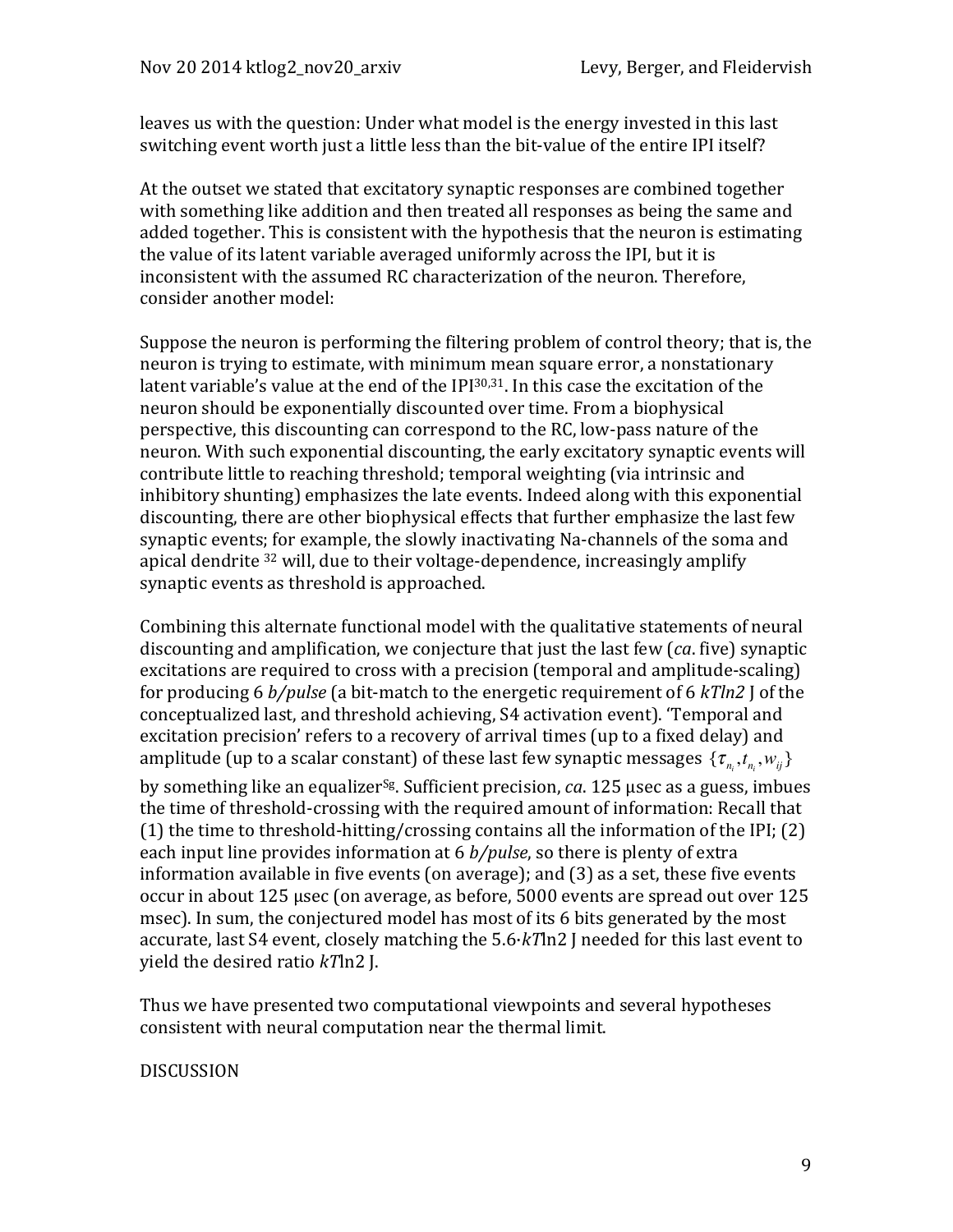leaves us with the question: Under what model is the energy invested in this last switching event worth just a little less than the bit-value of the entire IPI itself?

At the outset we stated that excitatory synaptic responses are combined together with something like addition and then treated all responses as being the same and added together. This is consistent with the hypothesis that the neuron is estimating the value of its latent variable averaged uniformly across the IPI, but it is inconsistent with the assumed RC characterization of the neuron. Therefore, consider another model:

Suppose the neuron is performing the filtering problem of control theory; that is, the neuron is trying to estimate, with minimum mean square error, a nonstationary latent variable's value at the end of the IPI[30,31]. In this case the excitation of the neuron should be exponentially discounted over time. From a biophysical perspective, this discounting can correspond to the RC, low-pass nature of the neuron. With such exponential discounting, the early excitatory synaptic events will contribute little to reaching threshold; temporal weighting (via intrinsic and inhibitory shunting) emphasizes the late events. Indeed along with this exponential discounting, there are other biophysical effects that further emphasize the last few synaptic events; for example, the slowly inactivating Na-channels of the soma and apical dendrite [32] will, due to their voltage-dependence, increasingly amplify synaptic events as threshold is approached.

Combining this alternate functional model with the qualitative statements of neural discounting and amplification, we conjecture that just the last few (*ca*. five) synaptic excitations are required to cross with a precision (temporal and amplitude-scaling) for producing 6 *b/pulse* (a bit-match to the energetic requirement of 6 $kT\ln 2$ J of the conceptualized last, and threshold achieving, S4 activation event). 'Temporal and excitation precision' refers to a recovery of arrival times (up to a fixed delay) and amplitude (up to a scalar constant) of these last few synaptic messages $\{\tau_{n_i}, t_{n_i}, w_{ij}\}$ by something like an equalizer[Sg]. Sufficient precision, *ca*. 125 μsec as a guess, imbues the time of threshold-crossing with the required amount of information: Recall that (1) the time to threshold-hitting/crossing contains all the information of the IPI; (2) each input line provides information at 6 *b/pulse*, so there is plenty of extra information available in five events (on average); and (3) as a set, these five events occur in about 125 μsec (on average, as before, 5000 events are spread out over 125 msec). In sum, the conjectured model has most of its 6 bits generated by the most accurate, last S4 event, closely matching the $5.6 \cdot kT\ln 2$ J needed for this last event to yield the desired ratio $kT\ln 2$ J.

Thus we have presented two computational viewpoints and several hypotheses consistent with neural computation near the thermal limit.

## DISCUSSION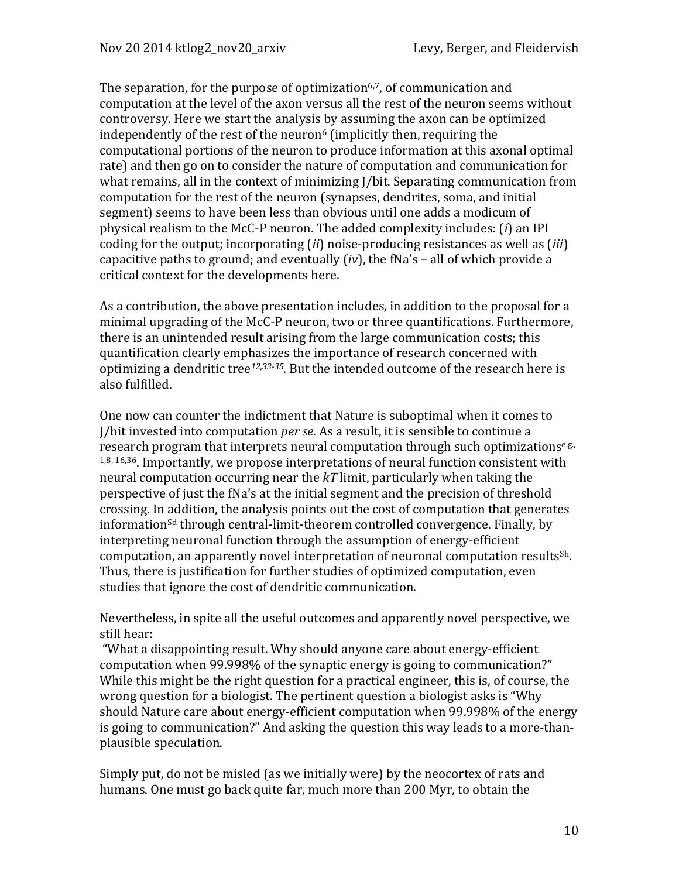The separation, for the purpose of optimization[6,7], of communication and computation at the level of the axon versus all the rest of the neuron seems without controversy. Here we start the analysis by assuming the axon can be optimized independently of the rest of the neuron[6] (implicitly then, requiring the computational portions of the neuron to produce information at this axonal optimal rate) and then go on to consider the nature of computation and communication for what remains, all in the context of minimizing J/bit. Separating communication from computation for the rest of the neuron (synapses, dendrites, soma, and initial segment) seems to have been less than obvious until one adds a modicum of physical realism to the McC-P neuron. The added complexity includes: (*i*) an IPI coding for the output; incorporating (*ii*) noise-producing resistances as well as (*iii*) capacitive paths to ground; and eventually (*iv*), the fNa's – all of which provide a critical context for the developments here.

As a contribution, the above presentation includes, in addition to the proposal for a minimal upgrading of the McC-P neuron, two or three quantifications. Furthermore, there is an unintended result arising from the large communication costs; this quantification clearly emphasizes the importance of research concerned with optimizing a dendritic tree[12,33-35]. But the intended outcome of the research here is also fulfilled.

One now can counter the indictment that Nature is suboptimal when it comes to J/bit invested into computation *per se*. As a result, it is sensible to continue a research program that interprets neural computation through such optimizations[e.g., 1,8, 16,36]. Importantly, we propose interpretations of neural function consistent with neural computation occurring near the $kT$ limit, particularly when taking the perspective of just the fNa's at the initial segment and the precision of threshold crossing. In addition, the analysis points out the cost of computation that generates information[Sd] through central-limit-theorem controlled convergence. Finally, by interpreting neuronal function through the assumption of energy-efficient computation, an apparently novel interpretation of neuronal computation results[Sh]. Thus, there is justification for further studies of optimized computation, even studies that ignore the cost of dendritic communication.

Nevertheless, in spite all the useful outcomes and apparently novel perspective, we still hear:
"What a disappointing result. Why should anyone care about energy-efficient computation when 99.998% of the synaptic energy is going to communication?" While this might be the right question for a practical engineer, this is, of course, the wrong question for a biologist. The pertinent question a biologist asks is "Why should Nature care about energy-efficient computation when 99.998% of the energy is going to communication?" And asking the question this way leads to a more-than-plausible speculation.

Simply put, do not be misled (as we initially were) by the neocortex of rats and humans. One must go back quite far, much more than 200 Myr, to obtain the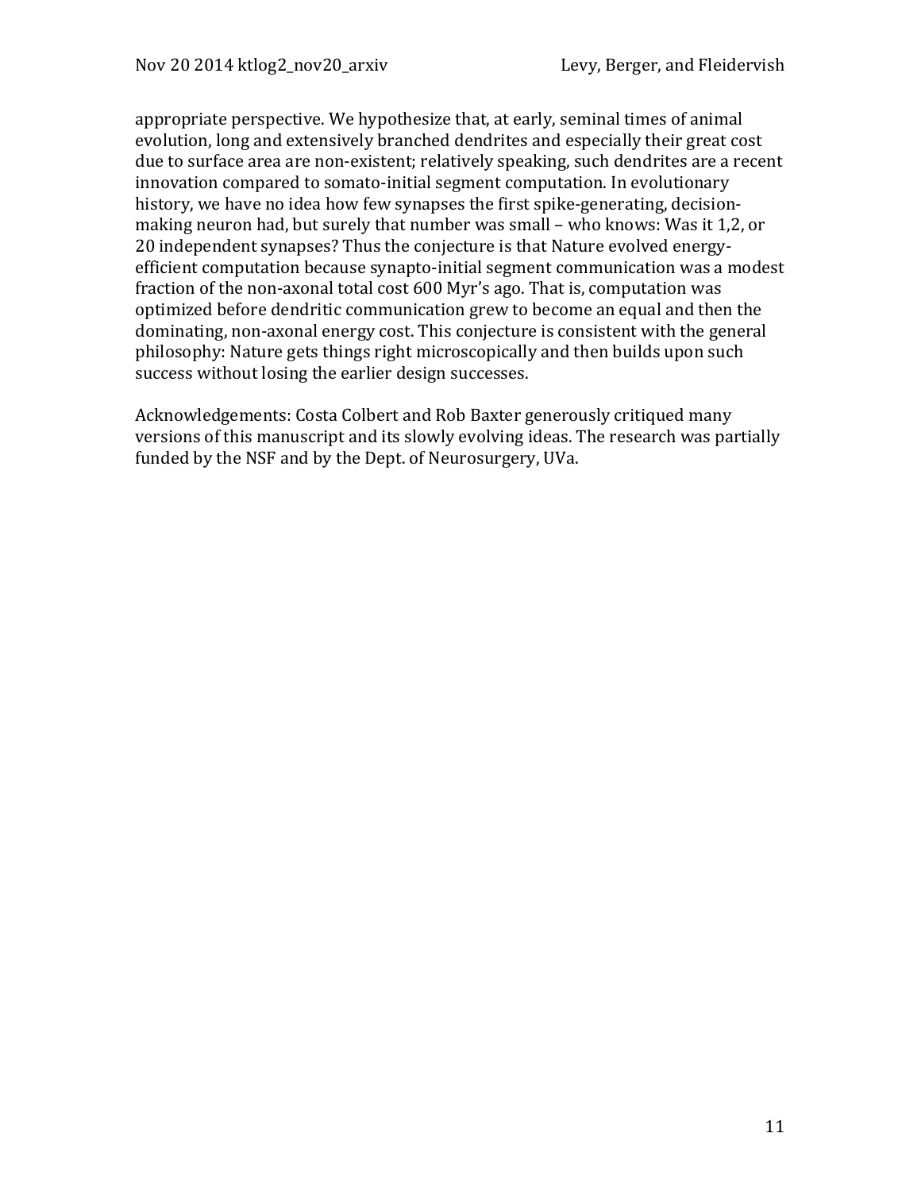appropriate perspective. We hypothesize that, at early, seminal times of animal evolution, long and extensively branched dendrites and especially their great cost due to surface area are non-existent; relatively speaking, such dendrites are a recent innovation compared to somato-initial segment computation. In evolutionary history, we have no idea how few synapses the first spike-generating, decision-making neuron had, but surely that number was small – who knows: Was it 1,2, or 20 independent synapses? Thus the conjecture is that Nature evolved energy-efficient computation because synapto-initial segment communication was a modest fraction of the non-axonal total cost 600 Myr's ago. That is, computation was optimized before dendritic communication grew to become an equal and then the dominating, non-axonal energy cost. This conjecture is consistent with the general philosophy: Nature gets things right microscopically and then builds upon such success without losing the earlier design successes.

Acknowledgements: Costa Colbert and Rob Baxter generously critiqued many versions of this manuscript and its slowly evolving ideas. The research was partially funded by the NSF and by the Dept. of Neurosurgery, UVa.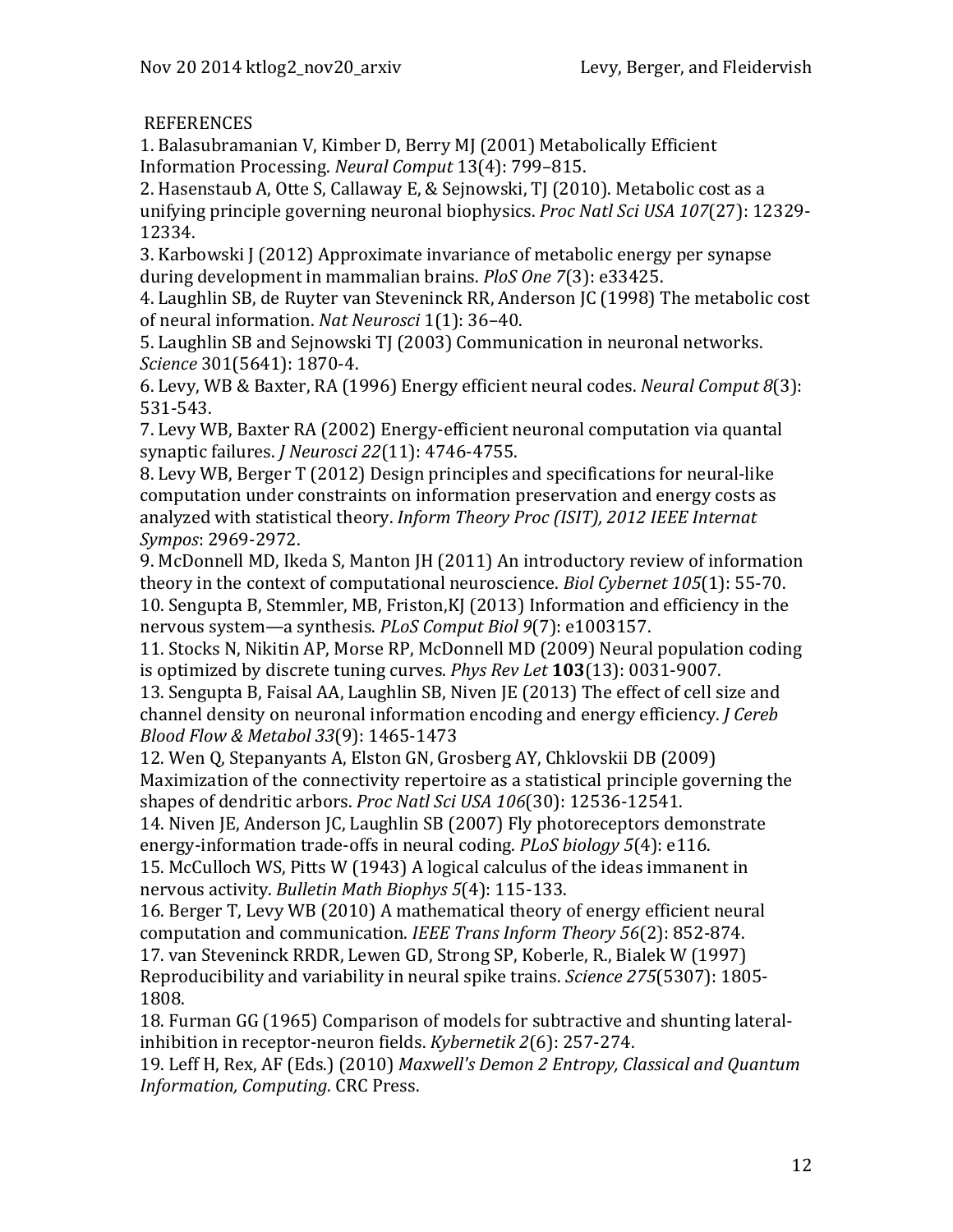REFERENCES

1. Balasubramanian V, Kimber D, Berry MJ (2001) Metabolically Efficient Information Processing. *Neural Comput* 13(4): 799–815.
2. Hasenstaub A, Otte S, Callaway E, & Sejnowski, TJ (2010). Metabolic cost as a unifying principle governing neuronal biophysics. *Proc Natl Sci USA 107*(27): 12329-12334.
3. Karbowski J (2012) Approximate invariance of metabolic energy per synapse during development in mammalian brains. *PloS One 7*(3): e33425.
4. Laughlin SB, de Ruyter van Steveninck RR, Anderson JC (1998) The metabolic cost of neural information. *Nat Neurosci* 1(1): 36–40.
5. Laughlin SB and Sejnowski TJ (2003) Communication in neuronal networks. *Science* 301(5641): 1870-4.
6. Levy, WB & Baxter, RA (1996) Energy efficient neural codes. *Neural Comput 8*(3): 531-543.
7. Levy WB, Baxter RA (2002) Energy-efficient neuronal computation via quantal synaptic failures. *J Neurosci 22*(11): 4746-4755.
8. Levy WB, Berger T (2012) Design principles and specifications for neural-like computation under constraints on information preservation and energy costs as analyzed with statistical theory. *Inform Theory Proc (ISIT), 2012 IEEE Internat Sympos*: 2969-2972.
9. McDonnell MD, Ikeda S, Manton JH (2011) An introductory review of information theory in the context of computational neuroscience. *Biol Cybernet 105*(1): 55-70.
10. Sengupta B, Stemmler, MB, Friston,KJ (2013) Information and efficiency in the nervous system—a synthesis. *PLoS Comput Biol 9*(7): e1003157.
11. Stocks N, Nikitin AP, Morse RP, McDonnell MD (2009) Neural population coding is optimized by discrete tuning curves. *Phys Rev Let* **103**(13): 0031-9007.
13. Sengupta B, Faisal AA, Laughlin SB, Niven JE (2013) The effect of cell size and channel density on neuronal information encoding and energy efficiency. *J Cereb Blood Flow & Metabol 33*(9): 1465-1473
12. Wen Q, Stepanyants A, Elston GN, Grosberg AY, Chklovskii DB (2009) Maximization of the connectivity repertoire as a statistical principle governing the shapes of dendritic arbors. *Proc Natl Sci USA 106*(30): 12536-12541.
14. Niven JE, Anderson JC, Laughlin SB (2007) Fly photoreceptors demonstrate energy-information trade-offs in neural coding. *PLoS biology 5*(4): e116.
15. McCulloch WS, Pitts W (1943) A logical calculus of the ideas immanent in nervous activity. *Bulletin Math Biophys 5*(4): 115-133.
16. Berger T, Levy WB (2010) A mathematical theory of energy efficient neural computation and communication. *IEEE Trans Inform Theory 56*(2): 852-874.
17. van Steveninck RRDR, Lewen GD, Strong SP, Koberle, R., Bialek W (1997) Reproducibility and variability in neural spike trains. *Science 275*(5307): 1805-1808.
18. Furman GG (1965) Comparison of models for subtractive and shunting lateral-inhibition in receptor-neuron fields. *Kybernetik 2*(6): 257-274.
19. Leff H, Rex, AF (Eds.) (2010) *Maxwell's Demon 2 Entropy, Classical and Quantum Information, Computing*. CRC Press.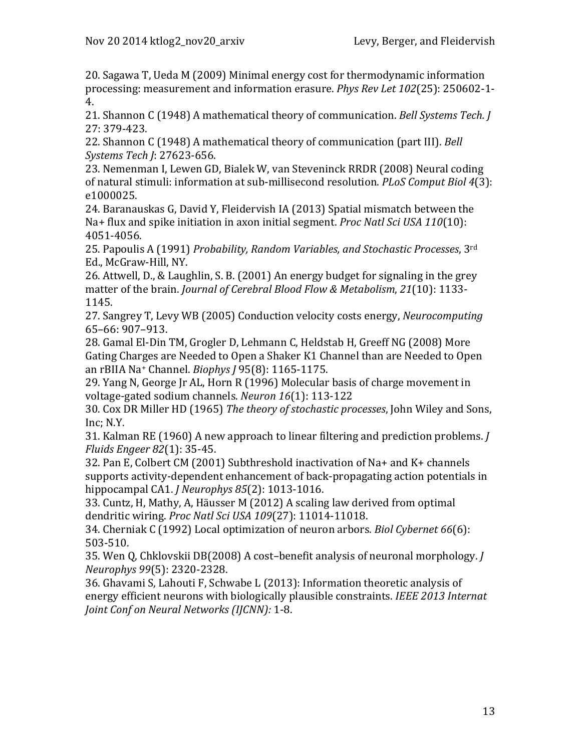20. Sagawa T, Ueda M (2009) Minimal energy cost for thermodynamic information processing: measurement and information erasure. *Phys Rev Let 102*(25): 250602-1-4.

21. Shannon C (1948) A mathematical theory of communication. *Bell Systems Tech. J* 27: 379-423.

22. Shannon C (1948) A mathematical theory of communication (part III). *Bell Systems Tech J*: 27623-656.

23. Nemenman I, Lewen GD, Bialek W, van Steveninck RRDR (2008) Neural coding of natural stimuli: information at sub-millisecond resolution. *PLoS Comput Biol 4*(3): e1000025.

24. Baranauskas G, David Y, Fleidervish IA (2013) Spatial mismatch between the Na+ flux and spike initiation in axon initial segment. *Proc Natl Sci USA 110*(10): 4051-4056.

25. Papoulis A (1991) *Probability, Random Variables, and Stochastic Processes*, 3rd Ed., McGraw-Hill, NY.

26. Attwell, D., & Laughlin, S. B. (2001) An energy budget for signaling in the grey matter of the brain. *Journal of Cerebral Blood Flow & Metabolism*, *21*(10): 1133-1145.

27. Sangrey T, Levy WB (2005) Conduction velocity costs energy, *Neurocomputing* 65–66: 907–913.

28. Gamal El-Din TM, Grogler D, Lehmann C, Heldstab H, Greeff NG (2008) More Gating Charges are Needed to Open a Shaker K1 Channel than are Needed to Open an rBIIA $Na^+$ Channel. *Biophys J* 95(8): 1165-1175.

29. Yang N, George Jr AL, Horn R (1996) Molecular basis of charge movement in voltage-gated sodium channels. *Neuron 16*(1): 113-122

30. Cox DR Miller HD (1965) *The theory of stochastic processes*, John Wiley and Sons, Inc; N.Y.

31. Kalman RE (1960) A new approach to linear filtering and prediction problems. *J Fluids Engeer 82*(1): 35-45.

32. Pan E, Colbert CM (2001) Subthreshold inactivation of Na+ and K+ channels supports activity-dependent enhancement of back-propagating action potentials in hippocampal CA1. *J Neurophys 85*(2): 1013-1016.

33. Cuntz, H, Mathy, A, Häusser M (2012) A scaling law derived from optimal dendritic wiring. *Proc Natl Sci USA 109*(27): 11014-11018.

34. Cherniak C (1992) Local optimization of neuron arbors. *Biol Cybernet 66*(6): 503-510.

35. Wen Q, Chklovskii DB(2008) A cost–benefit analysis of neuronal morphology. *J Neurophys 99*(5): 2320-2328.

36. Ghavami S, Lahouti F, Schwabe L (2013): Information theoretic analysis of energy efficient neurons with biologically plausible constraints. *IEEE 2013 Internat Joint Conf on Neural Networks (IJCNN):* 1-8.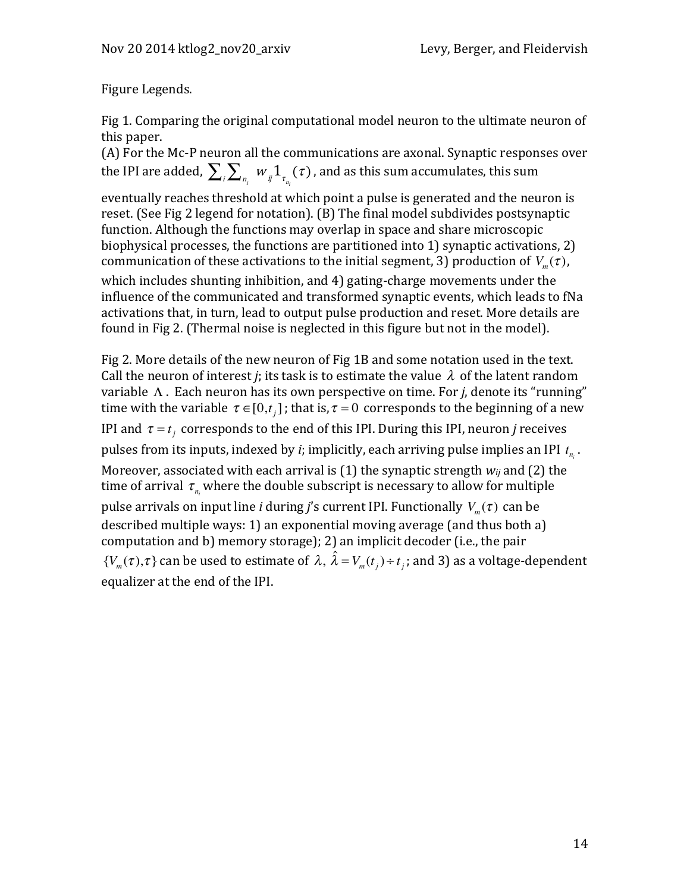Figure Legends.

Fig 1. Comparing the original computational model neuron to the ultimate neuron of this paper.
(A) For the Mc-P neuron all the communications are axonal. Synaptic responses over the IPI are added, $\sum_i \sum_{n_i} w_{ij} 1_{\tau_{n_i}}(\tau)$, and as this sum accumulates, this sum eventually reaches threshold at which point a pulse is generated and the neuron is reset. (See Fig 2 legend for notation). (B) The final model subdivides postsynaptic function. Although the functions may overlap in space and share microscopic biophysical processes, the functions are partitioned into 1) synaptic activations, 2) communication of these activations to the initial segment, 3) production of $V_m(\tau)$, which includes shunting inhibition, and 4) gating-charge movements under the influence of the communicated and transformed synaptic events, which leads to fNa activations that, in turn, lead to output pulse production and reset. More details are found in Fig 2. (Thermal noise is neglected in this figure but not in the model).

Fig 2. More details of the new neuron of Fig 1B and some notation used in the text. Call the neuron of interest *j*; its task is to estimate the value $\lambda$ of the latent random variable $\Lambda$. Each neuron has its own perspective on time. For *j*, denote its "running" time with the variable $\tau \in [0, t_j]$; that is, $\tau = 0$ corresponds to the beginning of a new IPI and $\tau = t_j$ corresponds to the end of this IPI. During this IPI, neuron *j* receives pulses from its inputs, indexed by *i*; implicitly, each arriving pulse implies an IPI $t_{n_i}$. Moreover, associated with each arrival is (1) the synaptic strength $w_{ij}$ and (2) the time of arrival $\tau_{n_i}$ where the double subscript is necessary to allow for multiple pulse arrivals on input line *i* during *j*'s current IPI. Functionally $V_m(\tau)$ can be described multiple ways: 1) an exponential moving average (and thus both a) computation and b) memory storage); 2) an implicit decoder (i.e., the pair $\{V_m(\tau), \tau\}$ can be used to estimate of $\lambda$, $\hat{\lambda} = V_m(t_j) \div t_j$; and 3) as a voltage-dependent equalizer at the end of the IPI.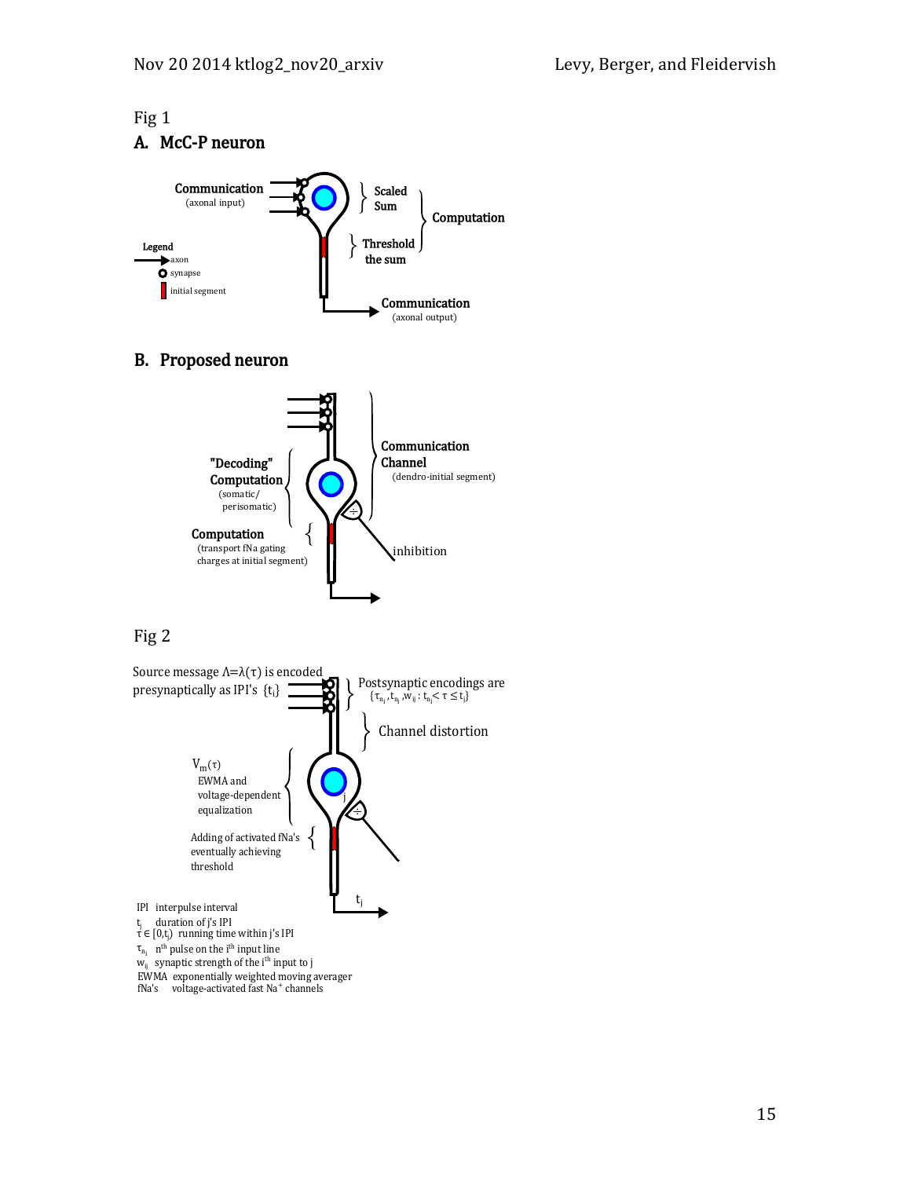Fig 1

### A. McC-P neuron

Communication (axonal input)

Scaled Sum

Computation

Threshold the sum

Legend
axon
synapse
initial segment

Communication (axonal output)

### B. Proposed neuron

Communication Channel (dendro-initial segment)

"Decoding" Computation (somatic/ perisomatic)

Computation (transport fNa gating charges at initial segment)

inhibition

Fig 2

Source message $\Lambda = \lambda(\tau)$ is encoded presynaptically as IPI's $\{t_i\}$

Postsynaptic encodings are $\{\tau_{n_{ij}}, t_{n_i}, w_{ij} : t_{n_i} < \tau \leq t_j\}$

Channel distortion

$V_m(\tau)$
EWMA and voltage-dependent equalization

Adding of activated fNa's eventually achieving threshold

$t_j$

IPI interpulse interval
$t_j$ duration of j's IPI
$\tau \in [0, t_j)$ running time within j's IPI
$\tau_{n_{ij}}$ $n^{th}$ pulse on the $i^{th}$ input line
$w_{ij}$ synaptic strength of the $i^{th}$ input to j
EWMA exponentially weighted moving averager
fNa's voltage-activated fast $Na^+$ channels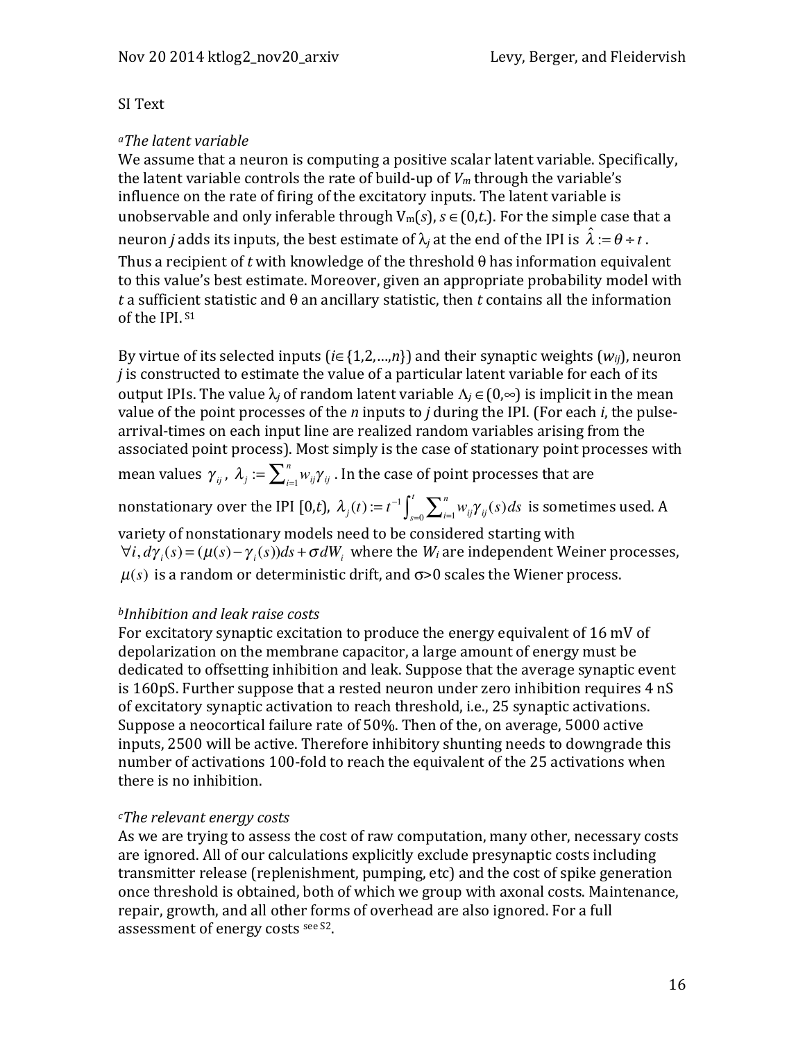SI Text

*[a]The latent variable*

We assume that a neuron is computing a positive scalar latent variable. Specifically, the latent variable controls the rate of build-up of $V_m$ through the variable's influence on the rate of firing of the excitatory inputs. The latent variable is unobservable and only inferable through $V_m(s)$, $s \in (0,t.)$. For the simple case that a neuron *j* adds its inputs, the best estimate of $\lambda_j$ at the end of the IPI is $\hat{\lambda} := \theta \div t$. Thus a recipient of *t* with knowledge of the threshold θ has information equivalent to this value's best estimate. Moreover, given an appropriate probability model with *t* a sufficient statistic and θ an ancillary statistic, then *t* contains all the information of the IPI.[S1]

By virtue of its selected inputs ($i \in \{1,2,\ldots,n\}$) and their synaptic weights ($w_{ij}$), neuron *j* is constructed to estimate the value of a particular latent variable for each of its output IPIs. The value $\lambda_j$ of random latent variable $\Lambda_j \in (0,\infty)$ is implicit in the mean value of the point processes of the *n* inputs to *j* during the IPI. (For each *i*, the pulse-arrival-times on each input line are realized random variables arising from the associated point process). Most simply is the case of stationary point processes with mean values $\gamma_{ij}$, $\lambda_j := \sum_{i=1}^{n} w_{ij}\gamma_{ij}$. In the case of point processes that are nonstationary over the IPI $[0,t)$, $\lambda_j(t) := t^{-1}\int_{s=0}^{t}\sum_{i=1}^{n} w_{ij}\gamma_{ij}(s)ds$ is sometimes used. A variety of nonstationary models need to be considered starting with $\forall i, d\gamma_i(s) = (\mu(s) - \gamma_i(s))ds + \sigma dW_i$ where the $W_i$ are independent Weiner processes, $\mu(s)$ is a random or deterministic drift, and σ>0 scales the Wiener process.

*[b]Inhibition and leak raise costs*

For excitatory synaptic excitation to produce the energy equivalent of 16 mV of depolarization on the membrane capacitor, a large amount of energy must be dedicated to offsetting inhibition and leak. Suppose that the average synaptic event is 160pS. Further suppose that a rested neuron under zero inhibition requires 4 nS of excitatory synaptic activation to reach threshold, i.e., 25 synaptic activations. Suppose a neocortical failure rate of 50%. Then of the, on average, 5000 active inputs, 2500 will be active. Therefore inhibitory shunting needs to downgrade this number of activations 100-fold to reach the equivalent of the 25 activations when there is no inhibition.

*[c]The relevant energy costs*

As we are trying to assess the cost of raw computation, many other, necessary costs are ignored. All of our calculations explicitly exclude presynaptic costs including transmitter release (replenishment, pumping, etc) and the cost of spike generation once threshold is obtained, both of which we group with axonal costs. Maintenance, repair, growth, and all other forms of overhead are also ignored. For a full assessment of energy costs [see S2].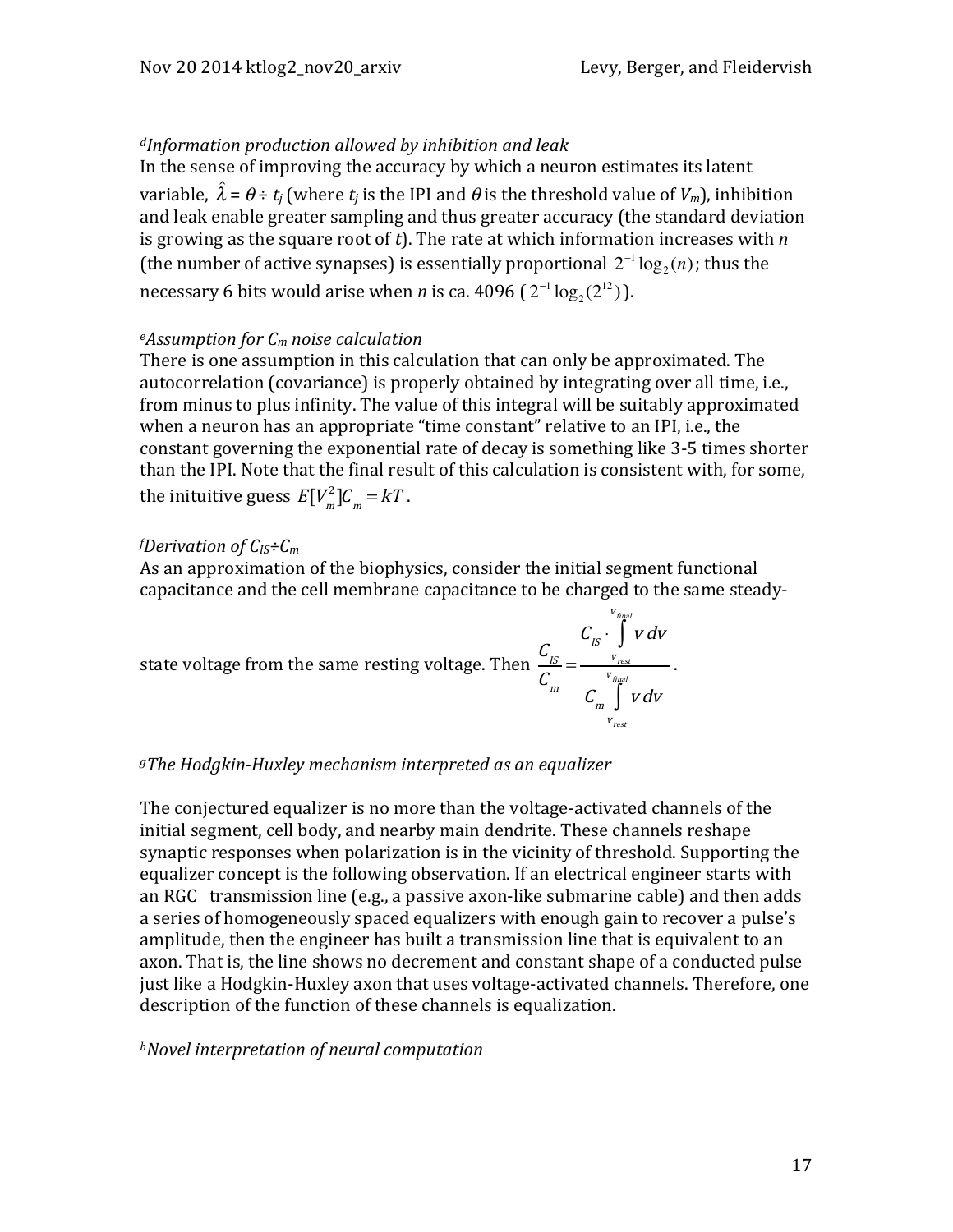*[d]Information production allowed by inhibition and leak*

In the sense of improving the accuracy by which a neuron estimates its latent variable, $\hat{\lambda} = \theta \div t_j$ (where $t_j$ is the IPI and $\theta$ is the threshold value of $V_m$), inhibition and leak enable greater sampling and thus greater accuracy (the standard deviation is growing as the square root of $t$). The rate at which information increases with $n$ (the number of active synapses) is essentially proportional $2^{-1}\log_2(n)$; thus the necessary 6 bits would arise when $n$ is ca. 4096 ($2^{-1}\log_2(2^{12})$).

*[e]Assumption for $C_m$ noise calculation*

There is one assumption in this calculation that can only be approximated. The autocorrelation (covariance) is properly obtained by integrating over all time, i.e., from minus to plus infinity. The value of this integral will be suitably approximated when a neuron has an appropriate "time constant" relative to an IPI, i.e., the constant governing the exponential rate of decay is something like 3-5 times shorter than the IPI. Note that the final result of this calculation is consistent with, for some, the inituitive guess $E[V_m^2]C_m = kT$.

*[f]Derivation of $C_{IS} \div C_m$*

As an approximation of the biophysics, consider the initial segment functional capacitance and the cell membrane capacitance to be charged to the same steady-state voltage from the same resting voltage. Then $\dfrac{C_{IS}}{C_m} = \dfrac{C_{IS} \cdot \int_{v_{rest}}^{v_{final}} v\,dv}{C_m \int_{v_{rest}}^{v_{final}} v\,dv}$.

*[g]The Hodgkin-Huxley mechanism interpreted as an equalizer*

The conjectured equalizer is no more than the voltage-activated channels of the initial segment, cell body, and nearby main dendrite. These channels reshape synaptic responses when polarization is in the vicinity of threshold. Supporting the equalizer concept is the following observation. If an electrical engineer starts with an RGC transmission line (e.g., a passive axon-like submarine cable) and then adds a series of homogeneously spaced equalizers with enough gain to recover a pulse's amplitude, then the engineer has built a transmission line that is equivalent to an axon. That is, the line shows no decrement and constant shape of a conducted pulse just like a Hodgkin-Huxley axon that uses voltage-activated channels. Therefore, one description of the function of these channels is equalization.

*[h]Novel interpretation of neural computation*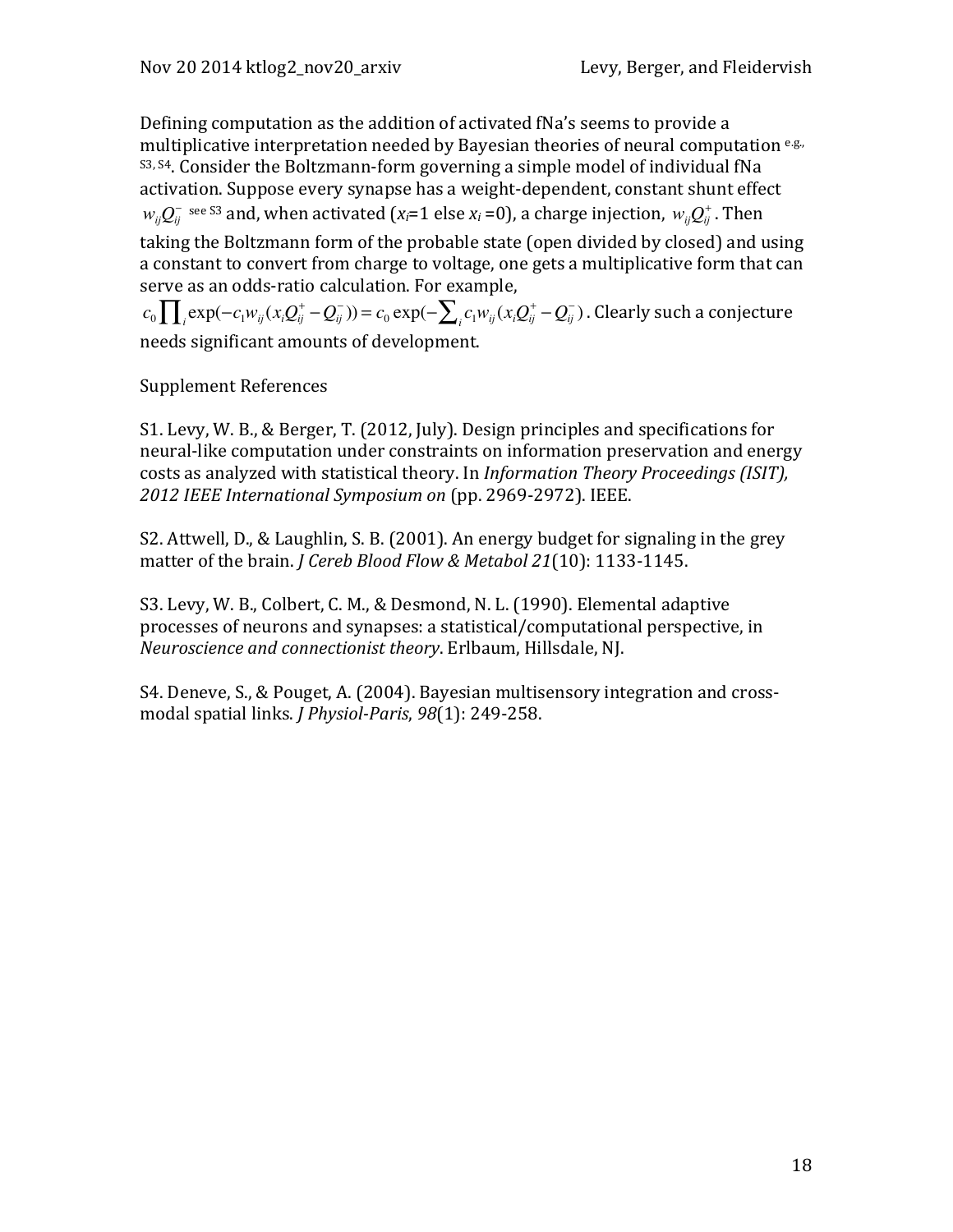Defining computation as the addition of activated fNa's seems to provide a multiplicative interpretation needed by Bayesian theories of neural computation [e.g., S3, S4]. Consider the Boltzmann-form governing a simple model of individual fNa activation. Suppose every synapse has a weight-dependent, constant shunt effect $w_{ij}Q_{ij}^{-}$ [see S3] and, when activated ($x_i$=1 else $x_i$ =0), a charge injection, $w_{ij}Q_{ij}^{+}$. Then taking the Boltzmann form of the probable state (open divided by closed) and using a constant to convert from charge to voltage, one gets a multiplicative form that can serve as an odds-ratio calculation. For example,

$c_0 \prod_i \exp(-c_1 w_{ij}(x_i Q_{ij}^{+} - Q_{ij}^{-})) = c_0 \exp(-\sum_i c_1 w_{ij}(x_i Q_{ij}^{+} - Q_{ij}^{-}))$. Clearly such a conjecture needs significant amounts of development.

Supplement References

S1. Levy, W. B., & Berger, T. (2012, July). Design principles and specifications for neural-like computation under constraints on information preservation and energy costs as analyzed with statistical theory. In *Information Theory Proceedings (ISIT), 2012 IEEE International Symposium on* (pp. 2969-2972). IEEE.

S2. Attwell, D., & Laughlin, S. B. (2001). An energy budget for signaling in the grey matter of the brain. *J Cereb Blood Flow & Metabol 21*(10): 1133-1145.

S3. Levy, W. B., Colbert, C. M., & Desmond, N. L. (1990). Elemental adaptive processes of neurons and synapses: a statistical/computational perspective, in *Neuroscience and connectionist theory*. Erlbaum, Hillsdale, NJ.

S4. Deneve, S., & Pouget, A. (2004). Bayesian multisensory integration and cross-modal spatial links. *J Physiol-Paris*, *98*(1): 249-258.